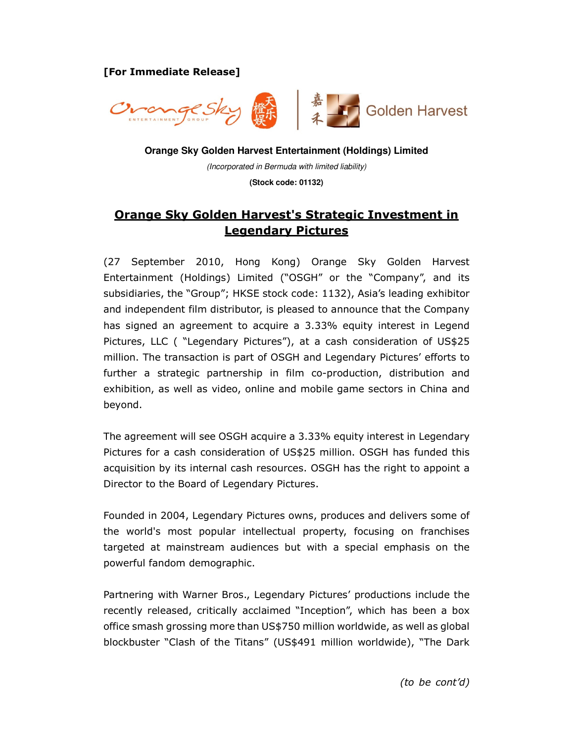**[For Immediate Release]**

**Orange Sky Golden Harvest Entertainment (Holdings) Limited**

*(Incorporated in Bermuda with limited liability)*

**(Stock code: 01132)**

## Orange Sky Golden Harvest's Strategic Investment in Legendary Pictures

(27 September 2010, Hong Kong) Orange Sky Golden Harvest Entertainment (Holdings) Limited ("OSGH" or the "Company", and its subsidiaries, the "Group"; HKSE stock code: 1132), Asia's leading exhibitor and independent film distributor, is pleased to announce that the Company has signed an agreement to acquire a 3.33% equity interest in Legend Pictures, LLC ( "Legendary Pictures"), at a cash consideration of US$25 million. The transaction is part of OSGH and Legendary Pictures' efforts to further a strategic partnership in film co-production, distribution and exhibition, as well as video, online and mobile game sectors in China and beyond.

The agreement will see OSGH acquire a 3.33% equity interest in Legendary Pictures for a cash consideration of US$25 million. OSGH has funded this acquisition by its internal cash resources. OSGH has the right to appoint a Director to the Board of Legendary Pictures.

Founded in 2004, Legendary Pictures owns, produces and delivers some of the world's most popular intellectual property, focusing on franchises targeted at mainstream audiences but with a special emphasis on the powerful fandom demographic.

Partnering with Warner Bros., Legendary Pictures' productions include the recently released, critically acclaimed "Inception", which has been a box office smash grossing more than US$750 million worldwide, as well as global blockbuster "Clash of the Titans" (US$491 million worldwide), "The Dark

*(to be cont'd)*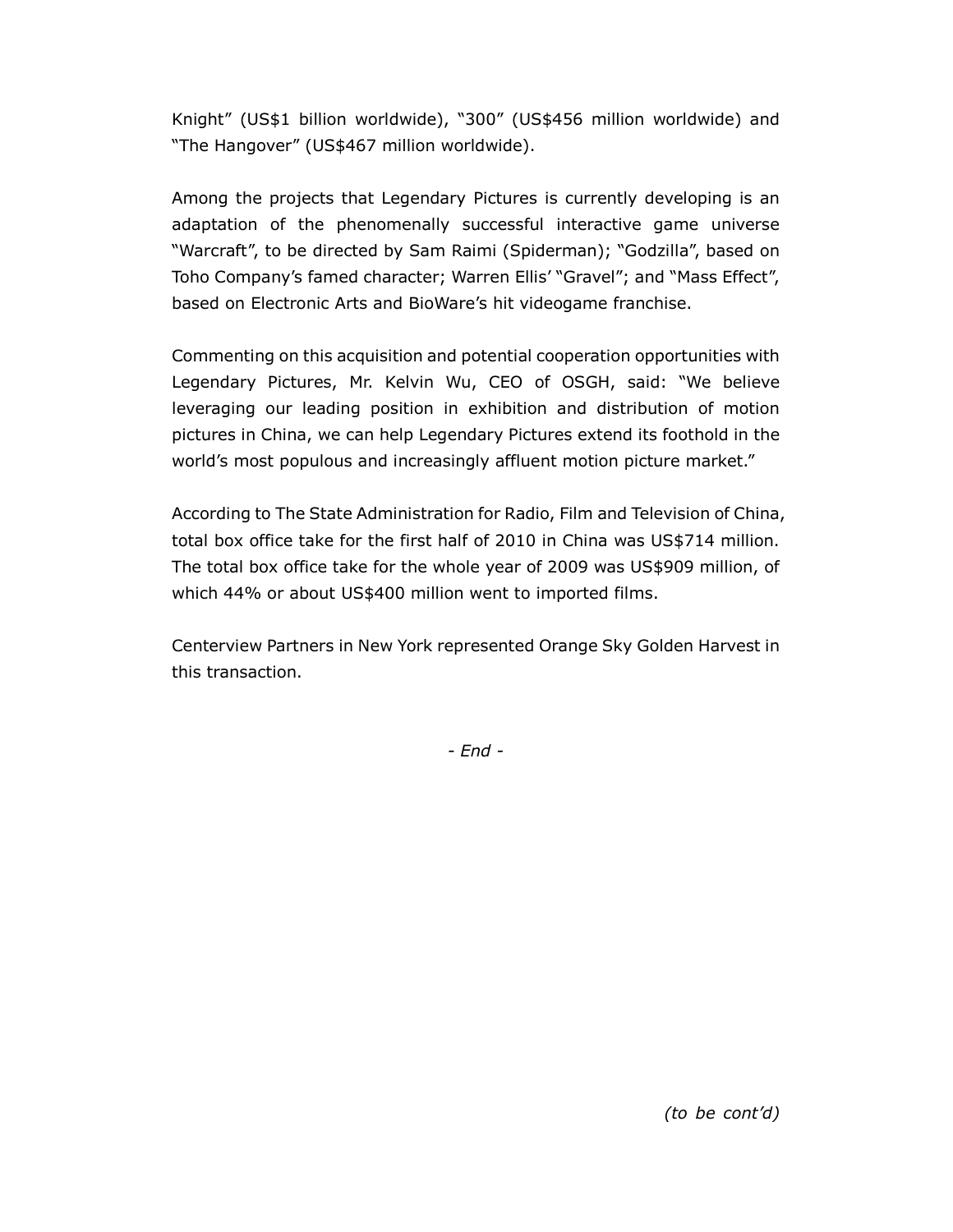Knight" (US$1 billion worldwide), "300" (US$456 million worldwide) and "The Hangover" (US$467 million worldwide).

Among the projects that Legendary Pictures is currently developing is an adaptation of the phenomenally successful interactive game universe "Warcraft", to be directed by Sam Raimi (Spiderman); "Godzilla", based on Toho Company's famed character; Warren Ellis' "Gravel"; and "Mass Effect", based on Electronic Arts and BioWare's hit videogame franchise.

Commenting on this acquisition and potential cooperation opportunities with Legendary Pictures, Mr. Kelvin Wu, CEO of OSGH, said: "We believe leveraging our leading position in exhibition and distribution of motion pictures in China, we can help Legendary Pictures extend its foothold in the world's most populous and increasingly affluent motion picture market."

According to The State Administration for Radio, Film and Television of China, total box office take for the first half of 2010 in China was US$714 million. The total box office take for the whole year of 2009 was US$909 million, of which 44% or about US$400 million went to imported films.

Centerview Partners in New York represented Orange Sky Golden Harvest in this transaction.

*- End -*

*(to be cont'd)*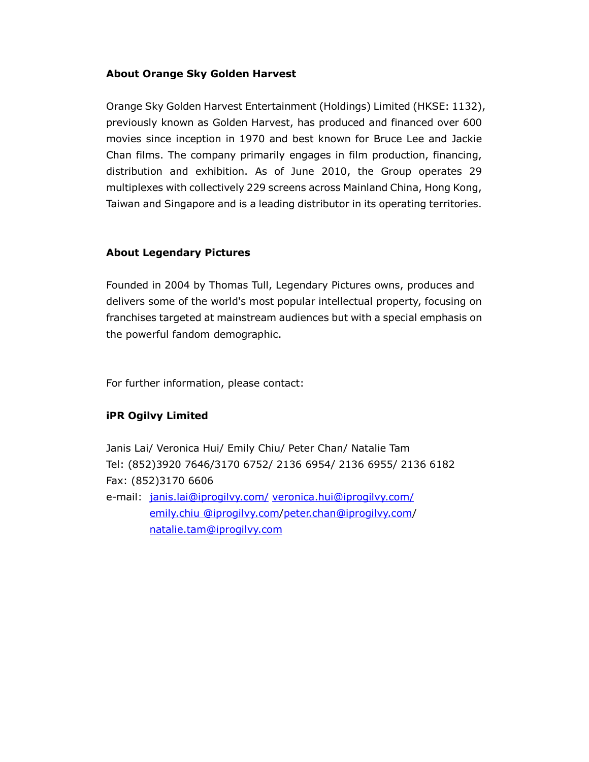**About Orange Sky Golden Harvest**

Orange Sky Golden Harvest Entertainment (Holdings) Limited (HKSE: 1132), previously known as Golden Harvest, has produced and financed over 600 movies since inception in 1970 and best known for Bruce Lee and Jackie Chan films. The company primarily engages in film production, financing, distribution and exhibition. As of June 2010, the Group operates 29 multiplexes with collectively 229 screens across Mainland China, Hong Kong, Taiwan and Singapore and is a leading distributor in its operating territories.

**About Legendary Pictures**

Founded in 2004 by Thomas Tull, Legendary Pictures owns, produces and delivers some of the world's most popular intellectual property, focusing on franchises targeted at mainstream audiences but with a special emphasis on the powerful fandom demographic.

For further information, please contact:

**iPR Ogilvy Limited**

Janis Lai/ Veronica Hui/ Emily Chiu/ Peter Chan/ Natalie Tam
Tel: (852)3920 7646/3170 6752/ 2136 6954/ 2136 6955/ 2136 6182
Fax: (852)3170 6606
e-mail: janis.lai@iprogilvy.com/ veronica.hui@iprogilvy.com/ emily.chiu @iprogilvy.com/peter.chan@iprogilvy.com/ natalie.tam@iprogilvy.com